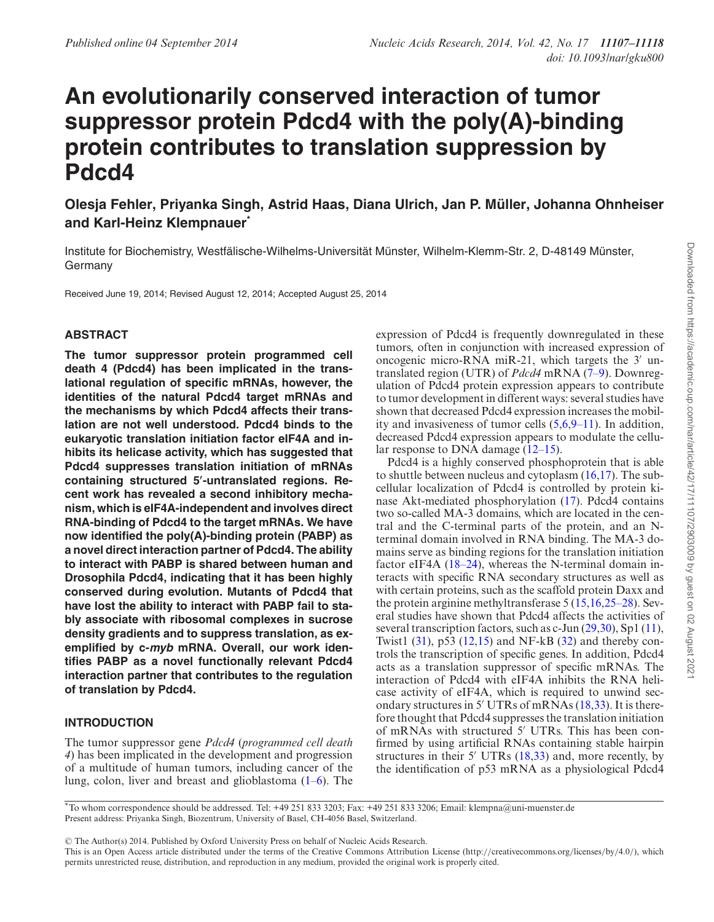# An evolutionarily conserved interaction of tumor suppressor protein Pdcd4 with the poly(A)-binding protein contributes to translation suppression by Pdcd4

**Olesja Fehler, Priyanka Singh, Astrid Haas, Diana Ulrich, Jan P. Müller, Johanna Ohnheiser and Karl-Heinz Klempnauer***

Institute for Biochemistry, Westfälische-Wilhelms-Universität Münster, Wilhelm-Klemm-Str. 2, D-48149 Münster, Germany

Received June 19, 2014; Revised August 12, 2014; Accepted August 25, 2014

## ABSTRACT

**The tumor suppressor protein programmed cell death 4 (Pdcd4) has been implicated in the translational regulation of specific mRNAs, however, the identities of the natural Pdcd4 target mRNAs and the mechanisms by which Pdcd4 affects their translation are not well understood. Pdcd4 binds to the eukaryotic translation initiation factor eIF4A and inhibits its helicase activity, which has suggested that Pdcd4 suppresses translation initiation of mRNAs containing structured 5′-untranslated regions. Recent work has revealed a second inhibitory mechanism, which is eIF4A-independent and involves direct RNA-binding of Pdcd4 to the target mRNAs. We have now identified the poly(A)-binding protein (PABP) as a novel direct interaction partner of Pdcd4. The ability to interact with PABP is shared between human and Drosophila Pdcd4, indicating that it has been highly conserved during evolution. Mutants of Pdcd4 that have lost the ability to interact with PABP fail to stably associate with ribosomal complexes in sucrose density gradients and to suppress translation, as exemplified by c-*myb* mRNA. Overall, our work identifies PABP as a novel functionally relevant Pdcd4 interaction partner that contributes to the regulation of translation by Pdcd4.**

## INTRODUCTION

The tumor suppressor gene *Pdcd4* (*programmed cell death 4*) has been implicated in the development and progression of a multitude of human tumors, including cancer of the lung, colon, liver and breast and glioblastoma (1–6). The expression of Pdcd4 is frequently downregulated in these tumors, often in conjunction with increased expression of oncogenic micro-RNA miR-21, which targets the 3′ untranslated region (UTR) of *Pdcd4* mRNA (7–9). Downregulation of Pdcd4 protein expression appears to contribute to tumor development in different ways: several studies have shown that decreased Pdcd4 expression increases the mobility and invasiveness of tumor cells (5,6,9–11). In addition, decreased Pdcd4 expression appears to modulate the cellular response to DNA damage (12–15).

Pdcd4 is a highly conserved phosphoprotein that is able to shuttle between nucleus and cytoplasm (16,17). The subcellular localization of Pdcd4 is controlled by protein kinase Akt-mediated phosphorylation (17). Pdcd4 contains two so-called MA-3 domains, which are located in the central and the C-terminal parts of the protein, and an N-terminal domain involved in RNA binding. The MA-3 domains serve as binding regions for the translation initiation factor eIF4A (18–24), whereas the N-terminal domain interacts with specific RNA secondary structures as well as with certain proteins, such as the scaffold protein Daxx and the protein arginine methyltransferase 5 (15,16,25–28). Several studies have shown that Pdcd4 affects the activities of several transcription factors, such as c-Jun (29,30), Sp1 (11), Twist1 (31), p53 (12,15) and NF-kB (32) and thereby controls the transcription of specific genes. In addition, Pdcd4 acts as a translation suppressor of specific mRNAs. The interaction of Pdcd4 with eIF4A inhibits the RNA helicase activity of eIF4A, which is required to unwind secondary structures in 5′ UTRs of mRNAs (18,33). It is therefore thought that Pdcd4 suppresses the translation initiation of mRNAs with structured 5′ UTRs. This has been confirmed by using artificial RNAs containing stable hairpin structures in their 5′ UTRs (18,33) and, more recently, by the identification of p53 mRNA as a physiological Pdcd4

---

*To whom correspondence should be addressed. Tel: +49 251 833 3203; Fax: +49 251 833 3206; Email: klempna@uni-muenster.de
Present address: Priyanka Singh, Biozentrum, University of Basel, CH-4056 Basel, Switzerland.

© The Author(s) 2014. Published by Oxford University Press on behalf of Nucleic Acids Research.
This is an Open Access article distributed under the terms of the Creative Commons Attribution License (http://creativecommons.org/licenses/by/4.0/), which permits unrestricted reuse, distribution, and reproduction in any medium, provided the original work is properly cited.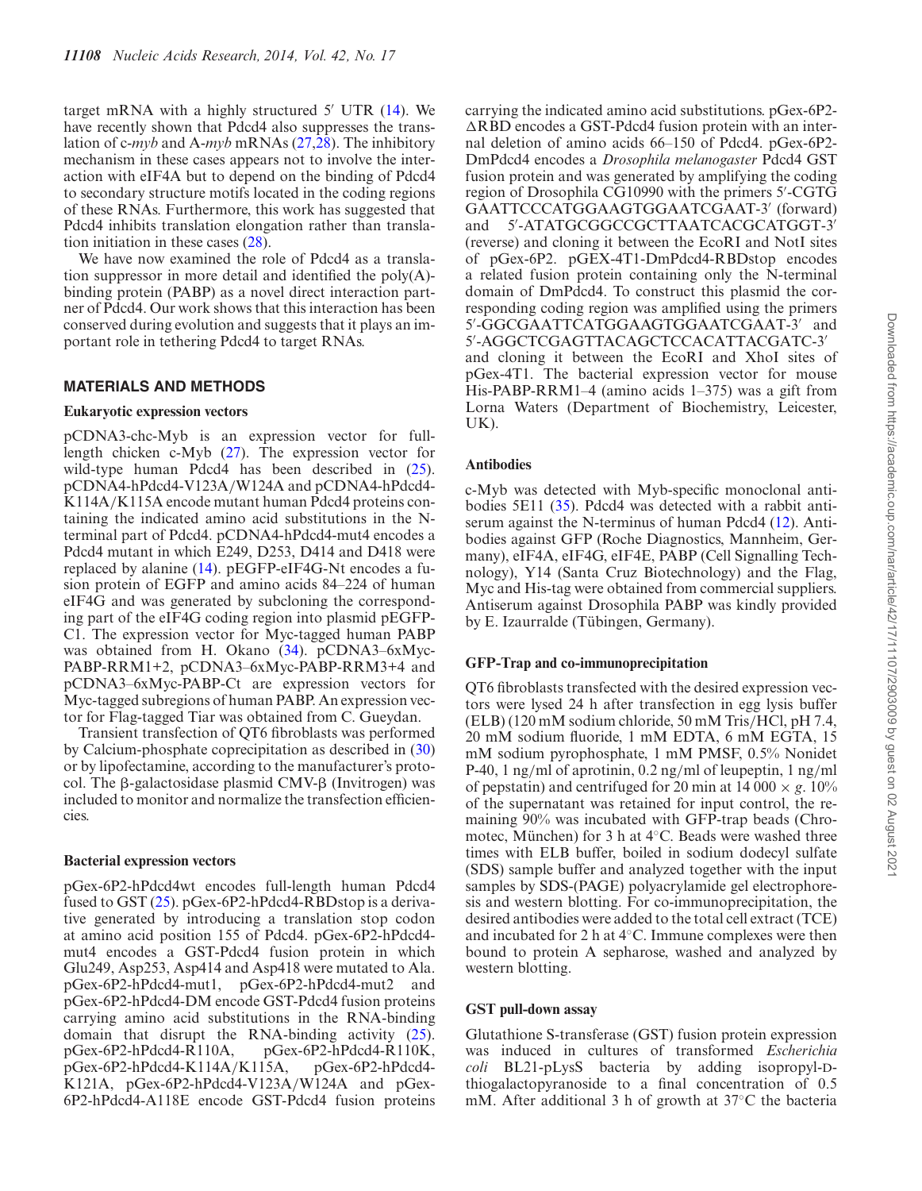target mRNA with a highly structured 5′ UTR (14). We have recently shown that Pdcd4 also suppresses the translation of c-*myb* and A-*myb* mRNAs (27,28). The inhibitory mechanism in these cases appears not to involve the interaction with eIF4A but to depend on the binding of Pdcd4 to secondary structure motifs located in the coding regions of these RNAs. Furthermore, this work has suggested that Pdcd4 inhibits translation elongation rather than translation initiation in these cases (28).

We have now examined the role of Pdcd4 as a translation suppressor in more detail and identified the poly(A)-binding protein (PABP) as a novel direct interaction partner of Pdcd4. Our work shows that this interaction has been conserved during evolution and suggests that it plays an important role in tethering Pdcd4 to target RNAs.

## MATERIALS AND METHODS

### Eukaryotic expression vectors

pCDNA3-chc-Myb is an expression vector for full-length chicken c-Myb (27). The expression vector for wild-type human Pdcd4 has been described in (25). pCDNA4-hPdcd4-V123A/W124A and pCDNA4-hPdcd4-K114A/K115A encode mutant human Pdcd4 proteins containing the indicated amino acid substitutions in the N-terminal part of Pdcd4. pCDNA4-hPdcd4-mut4 encodes a Pdcd4 mutant in which E249, D253, D414 and D418 were replaced by alanine (14). pEGFP-eIF4G-Nt encodes a fusion protein of EGFP and amino acids 84–224 of human eIF4G and was generated by subcloning the corresponding part of the eIF4G coding region into plasmid pEGFP-C1. The expression vector for Myc-tagged human PABP was obtained from H. Okano (34). pCDNA3–6xMyc-PABP-RRM1+2, pCDNA3–6xMyc-PABP-RRM3+4 and pCDNA3–6xMyc-PABP-Ct are expression vectors for Myc-tagged subregions of human PABP. An expression vector for Flag-tagged Tiar was obtained from C. Gueydan.

Transient transfection of QT6 fibroblasts was performed by Calcium-phosphate coprecipitation as described in (30) or by lipofectamine, according to the manufacturer's protocol. The β-galactosidase plasmid CMV-β (Invitrogen) was included to monitor and normalize the transfection efficiencies.

### Bacterial expression vectors

pGex-6P2-hPdcd4wt encodes full-length human Pdcd4 fused to GST (25). pGex-6P2-hPdcd4-RBDstop is a derivative generated by introducing a translation stop codon at amino acid position 155 of Pdcd4. pGex-6P2-hPdcd4-mut4 encodes a GST-Pdcd4 fusion protein in which Glu249, Asp253, Asp414 and Asp418 were mutated to Ala. pGex-6P2-hPdcd4-mut1, pGex-6P2-hPdcd4-mut2 and pGex-6P2-hPdcd4-DM encode GST-Pdcd4 fusion proteins carrying amino acid substitutions in the RNA-binding domain that disrupt the RNA-binding activity (25). pGex-6P2-hPdcd4-R110A, pGex-6P2-hPdcd4-R110K, pGex-6P2-hPdcd4-K114A/K115A, pGex-6P2-hPdcd4-K121A, pGex-6P2-hPdcd4-V123A/W124A and pGex-6P2-hPdcd4-A118E encode GST-Pdcd4 fusion proteins carrying the indicated amino acid substitutions. pGex-6P2-ΔRBD encodes a GST-Pdcd4 fusion protein with an internal deletion of amino acids 66–150 of Pdcd4. pGex-6P2-DmPdcd4 encodes a *Drosophila melanogaster* Pdcd4 GST fusion protein and was generated by amplifying the coding region of Drosophila CG10990 with the primers 5′-CGTGGAATTCCCATGGAAGTGGAATCGAAT-3′ (forward) and 5′-ATATGCGGCCGCTTAATCACGCATGGT-3′ (reverse) and cloning it between the EcoRI and NotI sites of pGex-6P2. pGEX-4T1-DmPdcd4-RBDstop encodes a related fusion protein containing only the N-terminal domain of DmPdcd4. To construct this plasmid the corresponding coding region was amplified using the primers 5′-GGCGAATTCATGGAAGTGGAATCGAAT-3′ and 5′-AGGCTCGAGTTACAGCTCCACATTACGATC-3′ and cloning it between the EcoRI and XhoI sites of pGex-4T1. The bacterial expression vector for mouse His-PABP-RRM1–4 (amino acids 1–375) was a gift from Lorna Waters (Department of Biochemistry, Leicester, UK).

### Antibodies

c-Myb was detected with Myb-specific monoclonal antibodies 5E11 (35). Pdcd4 was detected with a rabbit antiserum against the N-terminus of human Pdcd4 (12). Antibodies against GFP (Roche Diagnostics, Mannheim, Germany), eIF4A, eIF4G, eIF4E, PABP (Cell Signalling Technology), Y14 (Santa Cruz Biotechnology) and the Flag, Myc and His-tag were obtained from commercial suppliers. Antiserum against Drosophila PABP was kindly provided by E. Izaurralde (Tübingen, Germany).

### GFP-Trap and co-immunoprecipitation

QT6 fibroblasts transfected with the desired expression vectors were lysed 24 h after transfection in egg lysis buffer (ELB) (120 mM sodium chloride, 50 mM Tris/HCl, pH 7.4, 20 mM sodium fluoride, 1 mM EDTA, 6 mM EGTA, 15 mM sodium pyrophosphate, 1 mM PMSF, 0.5% Nonidet P-40, 1 ng/ml of aprotinin, 0.2 ng/ml of leupeptin, 1 ng/ml of pepstatin) and centrifuged for 20 min at 14 000 × *g*. 10% of the supernatant was retained for input control, the remaining 90% was incubated with GFP-trap beads (Chromotec, München) for 3 h at 4°C. Beads were washed three times with ELB buffer, boiled in sodium dodecyl sulfate (SDS) sample buffer and analyzed together with the input samples by SDS-(PAGE) polyacrylamide gel electrophoresis and western blotting. For co-immunoprecipitation, the desired antibodies were added to the total cell extract (TCE) and incubated for 2 h at 4°C. Immune complexes were then bound to protein A sepharose, washed and analyzed by western blotting.

### GST pull-down assay

Glutathione S-transferase (GST) fusion protein expression was induced in cultures of transformed *Escherichia coli* BL21-pLysS bacteria by adding isopropyl-D-thiogalactopyranoside to a final concentration of 0.5 mM. After additional 3 h of growth at 37°C the bacteria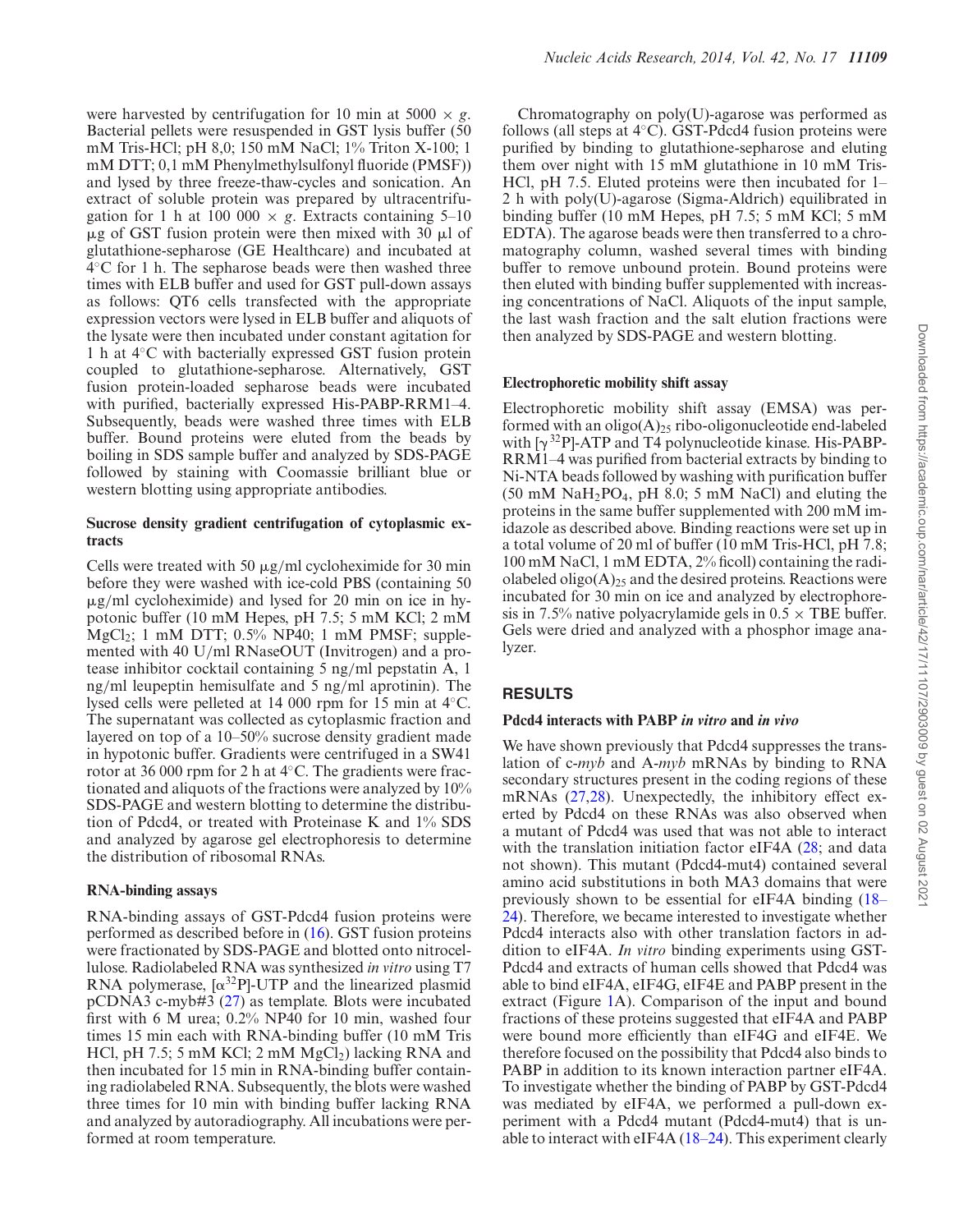were harvested by centrifugation for 10 min at 5000 × *g*. Bacterial pellets were resuspended in GST lysis buffer (50 mM Tris-HCl; pH 8,0; 150 mM NaCl; 1% Triton X-100; 1 mM DTT; 0,1 mM Phenylmethylsulfonyl fluoride (PMSF)) and lysed by three freeze-thaw-cycles and sonication. An extract of soluble protein was prepared by ultracentrifugation for 1 h at 100 000 × *g*. Extracts containing 5–10 μg of GST fusion protein were then mixed with 30 μl of glutathione-sepharose (GE Healthcare) and incubated at 4°C for 1 h. The sepharose beads were then washed three times with ELB buffer and used for GST pull-down assays as follows: QT6 cells transfected with the appropriate expression vectors were lysed in ELB buffer and aliquots of the lysate were then incubated under constant agitation for 1 h at 4°C with bacterially expressed GST fusion protein coupled to glutathione-sepharose. Alternatively, GST fusion protein-loaded sepharose beads were incubated with purified, bacterially expressed His-PABP-RRM1–4. Subsequently, beads were washed three times with ELB buffer. Bound proteins were eluted from the beads by boiling in SDS sample buffer and analyzed by SDS-PAGE followed by staining with Coomassie brilliant blue or western blotting using appropriate antibodies.

#### Sucrose density gradient centrifugation of cytoplasmic extracts

Cells were treated with 50 μg/ml cycloheximide for 30 min before they were washed with ice-cold PBS (containing 50 μg/ml cycloheximide) and lysed for 20 min on ice in hypotonic buffer (10 mM Hepes, pH 7.5; 5 mM KCl; 2 mM $MgCl_2$; 1 mM DTT; 0.5% NP40; 1 mM PMSF; supplemented with 40 U/ml RNaseOUT (Invitrogen) and a protease inhibitor cocktail containing 5 ng/ml pepstatin A, 1 ng/ml leupeptin hemisulfate and 5 ng/ml aprotinin). The lysed cells were pelleted at 14 000 rpm for 15 min at 4°C. The supernatant was collected as cytoplasmic fraction and layered on top of a 10–50% sucrose density gradient made in hypotonic buffer. Gradients were centrifuged in a SW41 rotor at 36 000 rpm for 2 h at 4°C. The gradients were fractionated and aliquots of the fractions were analyzed by 10% SDS-PAGE and western blotting to determine the distribution of Pdcd4, or treated with Proteinase K and 1% SDS and analyzed by agarose gel electrophoresis to determine the distribution of ribosomal RNAs.

#### RNA-binding assays

RNA-binding assays of GST-Pdcd4 fusion proteins were performed as described before in (16). GST fusion proteins were fractionated by SDS-PAGE and blotted onto nitrocellulose. Radiolabeled RNA was synthesized *in vitro* using T7 RNA polymerase, [$\alpha^{32}$P]-UTP and the linearized plasmid pCDNA3 c-myb#3 (27) as template. Blots were incubated first with 6 M urea; 0.2% NP40 for 10 min, washed four times 15 min each with RNA-binding buffer (10 mM Tris HCl, pH 7.5; 5 mM KCl; 2 mM $MgCl_2$) lacking RNA and then incubated for 15 min in RNA-binding buffer containing radiolabeled RNA. Subsequently, the blots were washed three times for 10 min with binding buffer lacking RNA and analyzed by autoradiography. All incubations were performed at room temperature.

Chromatography on poly(U)-agarose was performed as follows (all steps at 4°C). GST-Pdcd4 fusion proteins were purified by binding to glutathione-sepharose and eluting them over night with 15 mM glutathione in 10 mM Tris-HCl, pH 7.5. Eluted proteins were then incubated for 1–2 h with poly(U)-agarose (Sigma-Aldrich) equilibrated in binding buffer (10 mM Hepes, pH 7.5; 5 mM KCl; 5 mM EDTA). The agarose beads were then transferred to a chromatography column, washed several times with binding buffer to remove unbound protein. Bound proteins were then eluted with binding buffer supplemented with increasing concentrations of NaCl. Aliquots of the input sample, the last wash fraction and the salt elution fractions were then analyzed by SDS-PAGE and western blotting.

#### Electrophoretic mobility shift assay

Electrophoretic mobility shift assay (EMSA) was performed with an oligo$(A)_{25}$ ribo-oligonucleotide end-labeled with [$\gamma^{32}$P]-ATP and T4 polynucleotide kinase. His-PABP-RRM1–4 was purified from bacterial extracts by binding to Ni-NTA beads followed by washing with purification buffer (50 mM $NaH_2PO_4$, pH 8.0; 5 mM NaCl) and eluting the proteins in the same buffer supplemented with 200 mM imidazole as described above. Binding reactions were set up in a total volume of 20 ml of buffer (10 mM Tris-HCl, pH 7.8; 100 mM NaCl, 1 mM EDTA, 2% ficoll) containing the radiolabeled oligo$(A)_{25}$ and the desired proteins. Reactions were incubated for 30 min on ice and analyzed by electrophoresis in 7.5% native polyacrylamide gels in 0.5 × TBE buffer. Gels were dried and analyzed with a phosphor image analyzer.

## RESULTS

#### Pdcd4 interacts with PABP *in vitro* and *in vivo*

We have shown previously that Pdcd4 suppresses the translation of c-*myb* and A-*myb* mRNAs by binding to RNA secondary structures present in the coding regions of these mRNAs (27,28). Unexpectedly, the inhibitory effect exerted by Pdcd4 on these RNAs was also observed when a mutant of Pdcd4 was used that was not able to interact with the translation initiation factor eIF4A (28; and data not shown). This mutant (Pdcd4-mut4) contained several amino acid substitutions in both MA3 domains that were previously shown to be essential for eIF4A binding (18–24). Therefore, we became interested to investigate whether Pdcd4 interacts also with other translation factors in addition to eIF4A. *In vitro* binding experiments using GST-Pdcd4 and extracts of human cells showed that Pdcd4 was able to bind eIF4A, eIF4G, eIF4E and PABP present in the extract (Figure 1A). Comparison of the input and bound fractions of these proteins suggested that eIF4A and PABP were bound more efficiently than eIF4G and eIF4E. We therefore focused on the possibility that Pdcd4 also binds to PABP in addition to its known interaction partner eIF4A. To investigate whether the binding of PABP by GST-Pdcd4 was mediated by eIF4A, we performed a pull-down experiment with a Pdcd4 mutant (Pdcd4-mut4) that is unable to interact with eIF4A (18–24). This experiment clearly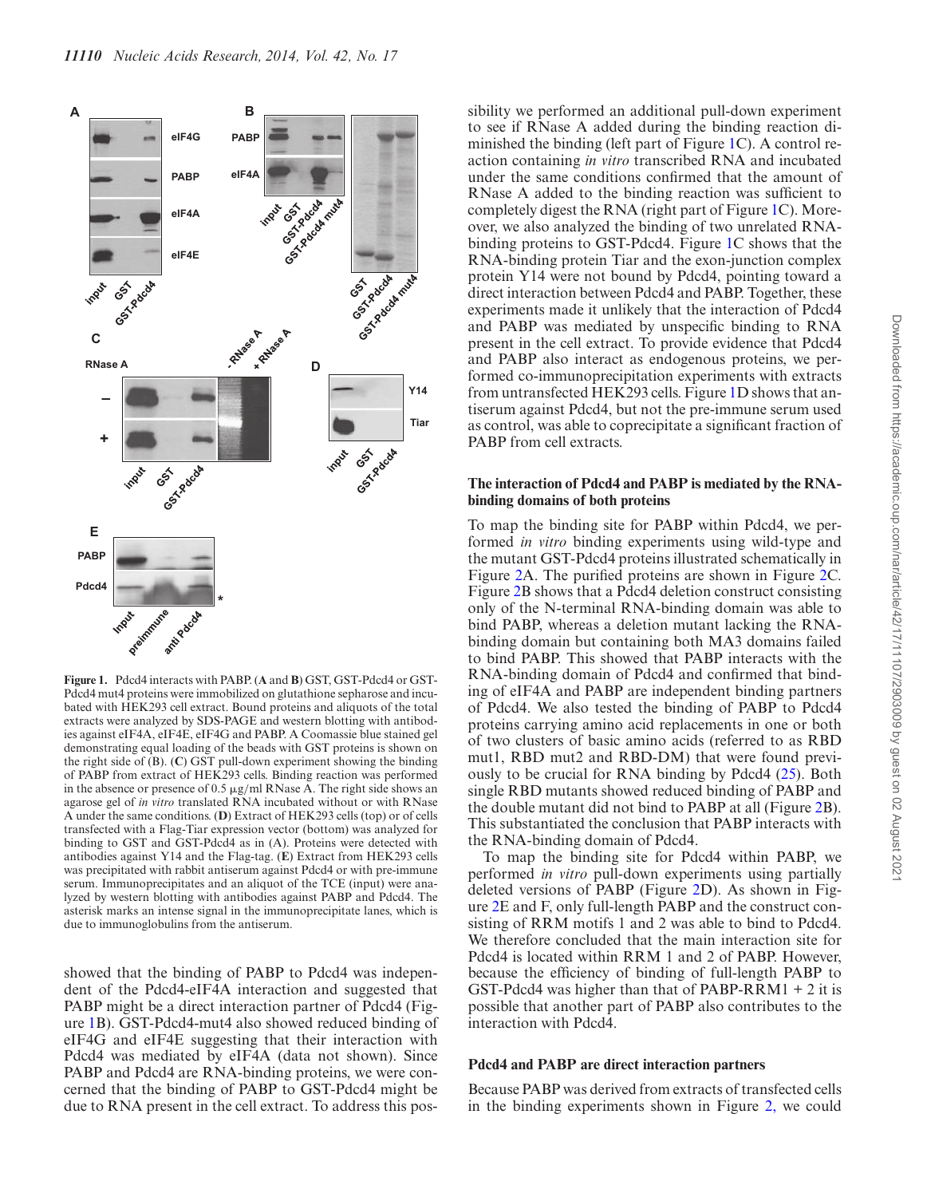**Figure 1.** Pdcd4 interacts with PABP. (**A** and **B**) GST, GST-Pdcd4 or GST-Pdcd4 mut4 proteins were immobilized on glutathione sepharose and incubated with HEK293 cell extract. Bound proteins and aliquots of the total extracts were analyzed by SDS-PAGE and western blotting with antibodies against eIF4A, eIF4E, eIF4G and PABP. A Coomassie blue stained gel demonstrating equal loading of the beads with GST proteins is shown on the right side of (B). (**C**) GST pull-down experiment showing the binding of PABP from extract of HEK293 cells. Binding reaction was performed in the absence or presence of 0.5 μg/ml RNase A. The right side shows an agarose gel of *in vitro* translated RNA incubated without or with RNase A under the same conditions. (**D**) Extract of HEK293 cells (top) or of cells transfected with a Flag-Tiar expression vector (bottom) was analyzed for binding to GST and GST-Pdcd4 as in (A). Proteins were detected with antibodies against Y14 and the Flag-tag. (**E**) Extract from HEK293 cells was precipitated with rabbit antiserum against Pdcd4 or with pre-immune serum. Immunoprecipitates and an aliquot of the TCE (input) were analyzed by western blotting with antibodies against PABP and Pdcd4. The asterisk marks an intense signal in the immunoprecipitate lanes, which is due to immunoglobulins from the antiserum.

showed that the binding of PABP to Pdcd4 was independent of the Pdcd4-eIF4A interaction and suggested that PABP might be a direct interaction partner of Pdcd4 (Figure 1B). GST-Pdcd4-mut4 also showed reduced binding of eIF4G and eIF4E suggesting that their interaction with Pdcd4 was mediated by eIF4A (data not shown). Since PABP and Pdcd4 are RNA-binding proteins, we were concerned that the binding of PABP to GST-Pdcd4 might be due to RNA present in the cell extract. To address this possibility we performed an additional pull-down experiment to see if RNase A added during the binding reaction diminished the binding (left part of Figure 1C). A control reaction containing *in vitro* transcribed RNA and incubated under the same conditions confirmed that the amount of RNase A added to the binding reaction was sufficient to completely digest the RNA (right part of Figure 1C). Moreover, we also analyzed the binding of two unrelated RNA-binding proteins to GST-Pdcd4. Figure 1C shows that the RNA-binding protein Tiar and the exon-junction complex protein Y14 were not bound by Pdcd4, pointing toward a direct interaction between Pdcd4 and PABP. Together, these experiments made it unlikely that the interaction of Pdcd4 and PABP was mediated by unspecific binding to RNA present in the cell extract. To provide evidence that Pdcd4 and PABP also interact as endogenous proteins, we performed co-immunoprecipitation experiments with extracts from untransfected HEK293 cells. Figure 1D shows that antiserum against Pdcd4, but not the pre-immune serum used as control, was able to coprecipitate a significant fraction of PABP from cell extracts.

## The interaction of Pdcd4 and PABP is mediated by the RNA-binding domains of both proteins

To map the binding site for PABP within Pdcd4, we performed *in vitro* binding experiments using wild-type and the mutant GST-Pdcd4 proteins illustrated schematically in Figure 2A. The purified proteins are shown in Figure 2C. Figure 2B shows that a Pdcd4 deletion construct consisting only of the N-terminal RNA-binding domain was able to bind PABP, whereas a deletion mutant lacking the RNA-binding domain but containing both MA3 domains failed to bind PABP. This showed that PABP interacts with the RNA-binding domain of Pdcd4 and confirmed that binding of eIF4A and PABP are independent binding partners of Pdcd4. We also tested the binding of PABP to Pdcd4 proteins carrying amino acid replacements in one or both of two clusters of basic amino acids (referred to as RBD mut1, RBD mut2 and RBD-DM) that were found previously to be crucial for RNA binding by Pdcd4 (25). Both single RBD mutants showed reduced binding of PABP and the double mutant did not bind to PABP at all (Figure 2B). This substantiated the conclusion that PABP interacts with the RNA-binding domain of Pdcd4.

To map the binding site for Pdcd4 within PABP, we performed *in vitro* pull-down experiments using partially deleted versions of PABP (Figure 2D). As shown in Figure 2E and F, only full-length PABP and the construct consisting of RRM motifs 1 and 2 was able to bind to Pdcd4. We therefore concluded that the main interaction site for Pdcd4 is located within RRM 1 and 2 of PABP. However, because the efficiency of binding of full-length PABP to GST-Pdcd4 was higher than that of PABP-RRM1 + 2 it is possible that another part of PABP also contributes to the interaction with Pdcd4.

## Pdcd4 and PABP are direct interaction partners

Because PABP was derived from extracts of transfected cells in the binding experiments shown in Figure 2, we could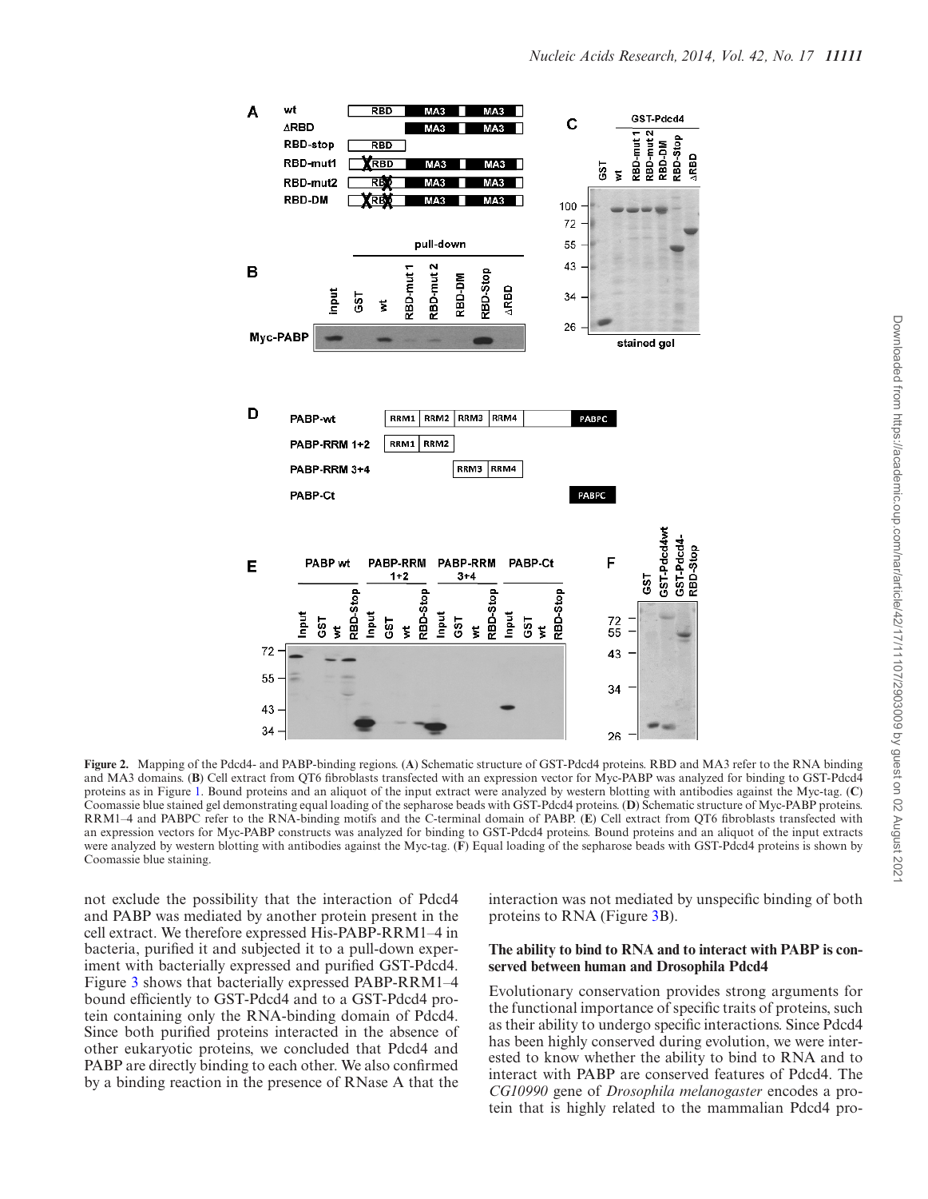Figure 2. Mapping of the Pdcd4- and PABP-binding regions. (A) Schematic structure of GST-Pdcd4 proteins. RBD and MA3 refer to the RNA binding and MA3 domains. (B) Cell extract from QT6 fibroblasts transfected with an expression vector for Myc-PABP was analyzed for binding to GST-Pdcd4 proteins as in Figure 1. Bound proteins and an aliquot of the input extract were analyzed by western blotting with antibodies against the Myc-tag. (C) Coomassie blue stained gel demonstrating equal loading of the sepharose beads with GST-Pdcd4 proteins. (D) Schematic structure of Myc-PABP proteins. RRM1–4 and PABPC refer to the RNA-binding motifs and the C-terminal domain of PABP. (E) Cell extract from QT6 fibroblasts transfected with an expression vectors for Myc-PABP constructs was analyzed for binding to GST-Pdcd4 proteins. Bound proteins and an aliquot of the input extracts were analyzed by western blotting with antibodies against the Myc-tag. (F) Equal loading of the sepharose beads with GST-Pdcd4 proteins is shown by Coomassie blue staining.

not exclude the possibility that the interaction of Pdcd4 and PABP was mediated by another protein present in the cell extract. We therefore expressed His-PABP-RRM1–4 in bacteria, purified it and subjected it to a pull-down experiment with bacterially expressed and purified GST-Pdcd4. Figure 3 shows that bacterially expressed PABP-RRM1–4 bound efficiently to GST-Pdcd4 and to a GST-Pdcd4 protein containing only the RNA-binding domain of Pdcd4. Since both purified proteins interacted in the absence of other eukaryotic proteins, we concluded that Pdcd4 and PABP are directly binding to each other. We also confirmed by a binding reaction in the presence of RNase A that the interaction was not mediated by unspecific binding of both proteins to RNA (Figure 3B).

## The ability to bind to RNA and to interact with PABP is conserved between human and Drosophila Pdcd4

Evolutionary conservation provides strong arguments for the functional importance of specific traits of proteins, such as their ability to undergo specific interactions. Since Pdcd4 has been highly conserved during evolution, we were interested to know whether the ability to bind to RNA and to interact with PABP are conserved features of Pdcd4. The *CG10990* gene of *Drosophila melanogaster* encodes a protein that is highly related to the mammalian Pdcd4 pro-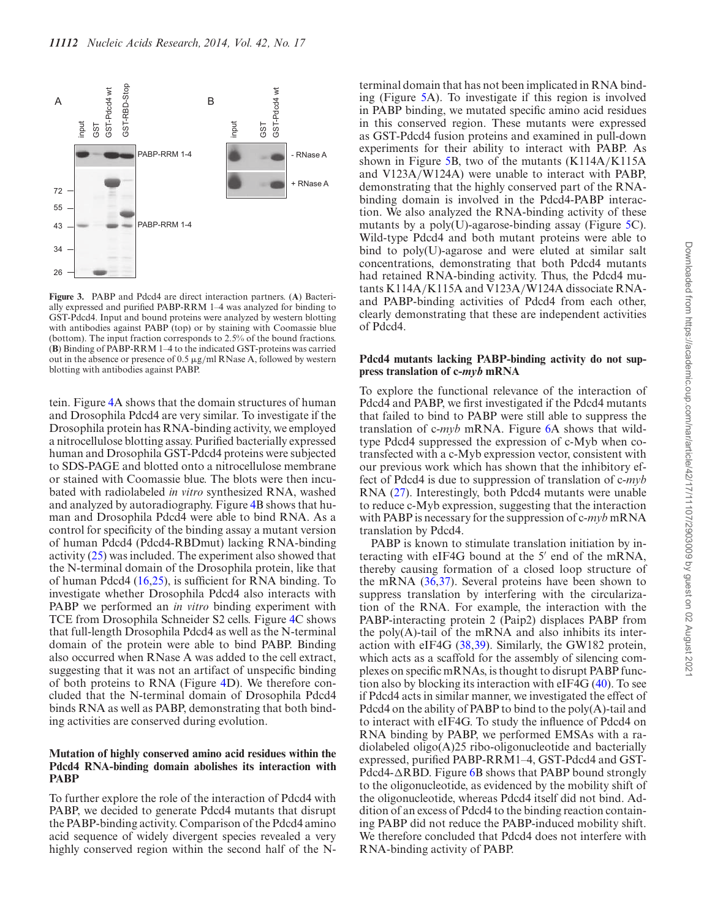**Figure 3.** PABP and Pdcd4 are direct interaction partners. (**A**) Bacterially expressed and purified PABP-RRM 1–4 was analyzed for binding to GST-Pdcd4. Input and bound proteins were analyzed by western blotting with antibodies against PABP (top) or by staining with Coomassie blue (bottom). The input fraction corresponds to 2.5% of the bound fractions. (**B**) Binding of PABP-RRM 1–4 to the indicated GST-proteins was carried out in the absence or presence of 0.5 μg/ml RNase A, followed by western blotting with antibodies against PABP.

tein. Figure 4A shows that the domain structures of human and Drosophila Pdcd4 are very similar. To investigate if the Drosophila protein has RNA-binding activity, we employed a nitrocellulose blotting assay. Purified bacterially expressed human and Drosophila GST-Pdcd4 proteins were subjected to SDS-PAGE and blotted onto a nitrocellulose membrane or stained with Coomassie blue. The blots were then incubated with radiolabeled *in vitro* synthesized RNA, washed and analyzed by autoradiography. Figure 4B shows that human and Drosophila Pdcd4 were able to bind RNA. As a control for specificity of the binding assay a mutant version of human Pdcd4 (Pdcd4-RBDmut) lacking RNA-binding activity (25) was included. The experiment also showed that the N-terminal domain of the Drosophila protein, like that of human Pdcd4 (16,25), is sufficient for RNA binding. To investigate whether Drosophila Pdcd4 also interacts with PABP we performed an *in vitro* binding experiment with TCE from Drosophila Schneider S2 cells. Figure 4C shows that full-length Drosophila Pdcd4 as well as the N-terminal domain of the protein were able to bind PABP. Binding also occurred when RNase A was added to the cell extract, suggesting that it was not an artifact of unspecific binding of both proteins to RNA (Figure 4D). We therefore concluded that the N-terminal domain of Drosophila Pdcd4 binds RNA as well as PABP, demonstrating that both binding activities are conserved during evolution.

### Mutation of highly conserved amino acid residues within the Pdcd4 RNA-binding domain abolishes its interaction with PABP

To further explore the role of the interaction of Pdcd4 with PABP, we decided to generate Pdcd4 mutants that disrupt the PABP-binding activity. Comparison of the Pdcd4 amino acid sequence of widely divergent species revealed a very highly conserved region within the second half of the N-terminal domain that has not been implicated in RNA binding (Figure 5A). To investigate if this region is involved in PABP binding, we mutated specific amino acid residues in this conserved region. These mutants were expressed as GST-Pdcd4 fusion proteins and examined in pull-down experiments for their ability to interact with PABP. As shown in Figure 5B, two of the mutants (K114A/K115A and V123A/W124A) were unable to interact with PABP, demonstrating that the highly conserved part of the RNA-binding domain is involved in the Pdcd4-PABP interaction. We also analyzed the RNA-binding activity of these mutants by a poly(U)-agarose-binding assay (Figure 5C). Wild-type Pdcd4 and both mutant proteins were able to bind to poly(U)-agarose and were eluted at similar salt concentrations, demonstrating that both Pdcd4 mutants had retained RNA-binding activity. Thus, the Pdcd4 mutants K114A/K115A and V123A/W124A dissociate RNA- and PABP-binding activities of Pdcd4 from each other, clearly demonstrating that these are independent activities of Pdcd4.

### Pdcd4 mutants lacking PABP-binding activity do not suppress translation of c-*myb* mRNA

To explore the functional relevance of the interaction of Pdcd4 and PABP, we first investigated if the Pdcd4 mutants that failed to bind to PABP were still able to suppress the translation of c-*myb* mRNA. Figure 6A shows that wild-type Pdcd4 suppressed the expression of c-Myb when co-transfected with a c-Myb expression vector, consistent with our previous work which has shown that the inhibitory effect of Pdcd4 is due to suppression of translation of c-*myb* RNA (27). Interestingly, both Pdcd4 mutants were unable to reduce c-Myb expression, suggesting that the interaction with PABP is necessary for the suppression of c-*myb* mRNA translation by Pdcd4.

PABP is known to stimulate translation initiation by interacting with eIF4G bound at the 5′ end of the mRNA, thereby causing formation of a closed loop structure of the mRNA (36,37). Several proteins have been shown to suppress translation by interfering with the circularization of the RNA. For example, the interaction with the PABP-interacting protein 2 (Paip2) displaces PABP from the poly(A)-tail of the mRNA and also inhibits its interaction with eIF4G (38,39). Similarly, the GW182 protein, which acts as a scaffold for the assembly of silencing complexes on specific mRNAs, is thought to disrupt PABP function also by blocking its interaction with eIF4G (40). To see if Pdcd4 acts in similar manner, we investigated the effect of Pdcd4 on the ability of PABP to bind to the poly(A)-tail and to interact with eIF4G. To study the influence of Pdcd4 on RNA binding by PABP, we performed EMSAs with a radiolabeled oligo(A)25 ribo-oligonucleotide and bacterially expressed, purified PABP-RRM1–4, GST-Pdcd4 and GST-Pdcd4-ΔRBD. Figure 6B shows that PABP bound strongly to the oligonucleotide, as evidenced by the mobility shift of the oligonucleotide, whereas Pdcd4 itself did not bind. Addition of an excess of Pdcd4 to the binding reaction containing PABP did not reduce the PABP-induced mobility shift. We therefore concluded that Pdcd4 does not interfere with RNA-binding activity of PABP.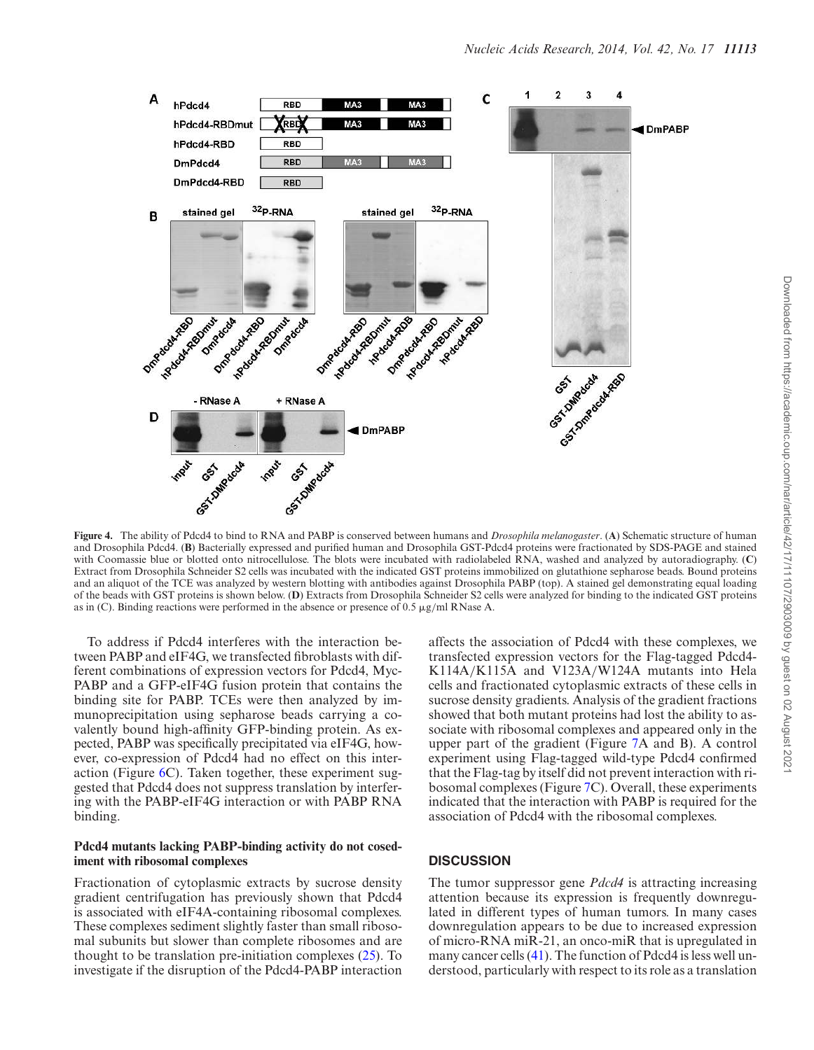**Figure 4.** The ability of Pdcd4 to bind to RNA and PABP is conserved between humans and *Drosophila melanogaster*. (**A**) Schematic structure of human and Drosophila Pdcd4. (**B**) Bacterially expressed and purified human and Drosophila GST-Pdcd4 proteins were fractionated by SDS-PAGE and stained with Coomassie blue or blotted onto nitrocellulose. The blots were incubated with radiolabeled RNA, washed and analyzed by autoradiography. (**C**) Extract from Drosophila Schneider S2 cells was incubated with the indicated GST proteins immobilized on glutathione sepharose beads. Bound proteins and an aliquot of the TCE was analyzed by western blotting with antibodies against Drosophila PABP (top). A stained gel demonstrating equal loading of the beads with GST proteins is shown below. (**D**) Extracts from Drosophila Schneider S2 cells were analyzed for binding to the indicated GST proteins as in (C). Binding reactions were performed in the absence or presence of 0.5 μg/ml RNase A.

To address if Pdcd4 interferes with the interaction between PABP and eIF4G, we transfected fibroblasts with different combinations of expression vectors for Pdcd4, Myc-PABP and a GFP-eIF4G fusion protein that contains the binding site for PABP. TCEs were then analyzed by immunoprecipitation using sepharose beads carrying a covalently bound high-affinity GFP-binding protein. As expected, PABP was specifically precipitated via eIF4G, however, co-expression of Pdcd4 had no effect on this interaction (Figure 6C). Taken together, these experiment suggested that Pdcd4 does not suppress translation by interfering with the PABP-eIF4G interaction or with PABP RNA binding.

### Pdcd4 mutants lacking PABP-binding activity do not cosediment with ribosomal complexes

Fractionation of cytoplasmic extracts by sucrose density gradient centrifugation has previously shown that Pdcd4 is associated with eIF4A-containing ribosomal complexes. These complexes sediment slightly faster than small ribosomal subunits but slower than complete ribosomes and are thought to be translation pre-initiation complexes (25). To investigate if the disruption of the Pdcd4-PABP interaction affects the association of Pdcd4 with these complexes, we transfected expression vectors for the Flag-tagged Pdcd4-K114A/K115A and V123A/W124A mutants into Hela cells and fractionated cytoplasmic extracts of these cells in sucrose density gradients. Analysis of the gradient fractions showed that both mutant proteins had lost the ability to associate with ribosomal complexes and appeared only in the upper part of the gradient (Figure 7A and B). A control experiment using Flag-tagged wild-type Pdcd4 confirmed that the Flag-tag by itself did not prevent interaction with ribosomal complexes (Figure 7C). Overall, these experiments indicated that the interaction with PABP is required for the association of Pdcd4 with the ribosomal complexes.

## DISCUSSION

The tumor suppressor gene *Pdcd4* is attracting increasing attention because its expression is frequently downregulated in different types of human tumors. In many cases downregulation appears to be due to increased expression of micro-RNA miR-21, an onco-miR that is upregulated in many cancer cells (41). The function of Pdcd4 is less well understood, particularly with respect to its role as a translation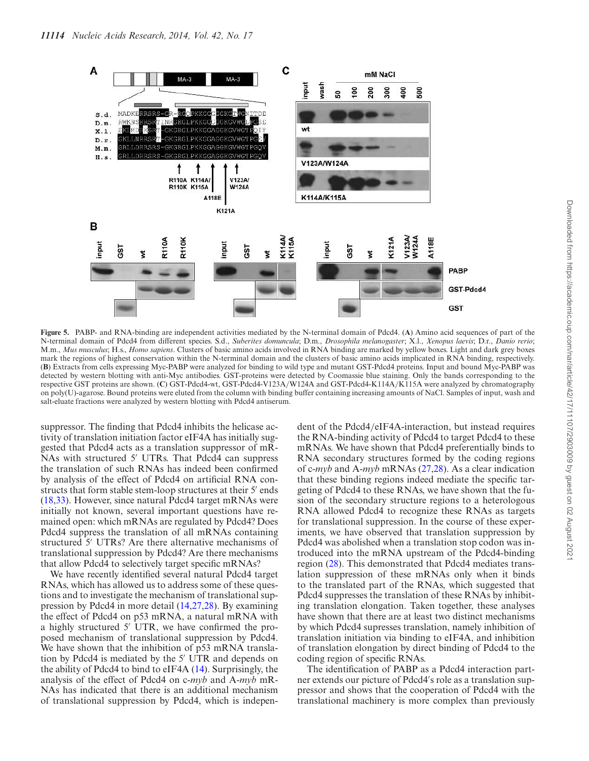**Figure 5.** PABP- and RNA-binding are independent activities mediated by the N-terminal domain of Pdcd4. (**A**) Amino acid sequences of part of the N-terminal domain of Pdcd4 from different species. S.d., *Suberites domuncula*; D.m., *Drosophila melanogaster*; X.l., *Xenopus laevis*; D.r., *Danio rerio*; M.m., *Mus musculus*; H.s., *Homo sapiens*. Clusters of basic amino acids involved in RNA binding are marked by yellow boxes. Light and dark grey boxes mark the regions of highest conservation within the N-terminal domain and the clusters of basic amino acids implicated in RNA binding, respectively. (**B**) Extracts from cells expressing Myc-PABP were analyzed for binding to wild type and mutant GST-Pdcd4 proteins. Input and bound Myc-PABP was detected by western blotting with anti-Myc antibodies. GST-proteins were detected by Coomassie blue staining. Only the bands corresponding to the respective GST proteins are shown. (**C**) GST-Pdcd4-wt, GST-Pdcd4-V123A/W124A and GST-Pdcd4-K114A/K115A were analyzed by chromatography on poly(U)-agarose. Bound proteins were eluted from the column with binding buffer containing increasing amounts of NaCl. Samples of input, wash and salt-eluate fractions were analyzed by western blotting with Pdcd4 antiserum.

suppressor. The finding that Pdcd4 inhibits the helicase activity of translation initiation factor eIF4A has initially suggested that Pdcd4 acts as a translation suppressor of mRNAs with structured 5′ UTRs. That Pdcd4 can suppress the translation of such RNAs has indeed been confirmed by analysis of the effect of Pdcd4 on artificial RNA constructs that form stable stem-loop structures at their 5′ ends (18,33). However, since natural Pdcd4 target mRNAs were initially not known, several important questions have remained open: which mRNAs are regulated by Pdcd4? Does Pdcd4 suppress the translation of all mRNAs containing structured 5′ UTRs? Are there alternative mechanisms of translational suppression by Pdcd4? Are there mechanisms that allow Pdcd4 to selectively target specific mRNAs?

We have recently identified several natural Pdcd4 target RNAs, which has allowed us to address some of these questions and to investigate the mechanism of translational suppression by Pdcd4 in more detail (14,27,28). By examining the effect of Pdcd4 on p53 mRNA, a natural mRNA with a highly structured 5′ UTR, we have confirmed the proposed mechanism of translational suppression by Pdcd4. We have shown that the inhibition of p53 mRNA translation by Pdcd4 is mediated by the 5′ UTR and depends on the ability of Pdcd4 to bind to eIF4A (14). Surprisingly, the analysis of the effect of Pdcd4 on c-*myb* and A-*myb* mRNAs has indicated that there is an additional mechanism of translational suppression by Pdcd4, which is independent of the Pdcd4/eIF4A-interaction, but instead requires the RNA-binding activity of Pdcd4 to target Pdcd4 to these mRNAs. We have shown that Pdcd4 preferentially binds to RNA secondary structures formed by the coding regions of c-*myb* and A-*myb* mRNAs (27,28). As a clear indication that these binding regions indeed mediate the specific targeting of Pdcd4 to these RNAs, we have shown that the fusion of the secondary structure regions to a heterologous RNA allowed Pdcd4 to recognize these RNAs as targets for translational suppression. In the course of these experiments, we have observed that translation suppression by Pdcd4 was abolished when a translation stop codon was introduced into the mRNA upstream of the Pdcd4-binding region (28). This demonstrated that Pdcd4 mediates translation suppression of these mRNAs only when it binds to the translated part of the RNAs, which suggested that Pdcd4 suppresses the translation of these RNAs by inhibiting translation elongation. Taken together, these analyses have shown that there are at least two distinct mechanisms by which Pdcd4 supresses translation, namely inhibition of translation initiation via binding to eIF4A, and inhibition of translation elongation by direct binding of Pdcd4 to the coding region of specific RNAs.

The identification of PABP as a Pdcd4 interaction partner extends our picture of Pdcd4′s role as a translation suppressor and shows that the cooperation of Pdcd4 with the translational machinery is more complex than previously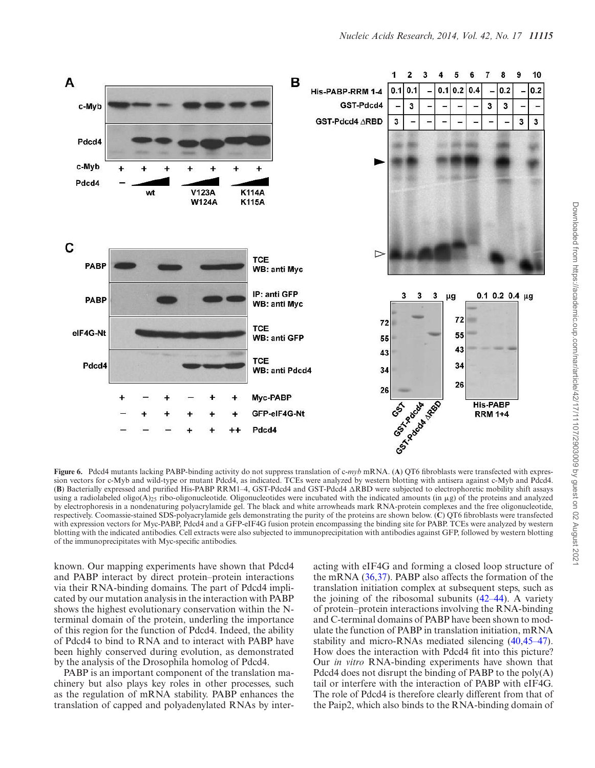**Figure 6.** Pdcd4 mutants lacking PABP-binding activity do not suppress translation of c-*myb* mRNA. (**A**) QT6 fibroblasts were transfected with expression vectors for c-Myb and wild-type or mutant Pdcd4, as indicated. TCEs were analyzed by western blotting with antisera against c-Myb and Pdcd4. (**B**) Bacterially expressed and purified His-PABP RRM1–4, GST-Pdcd4 and GST-Pdcd4 ΔRBD were subjected to electrophoretic mobility shift assays using a radiolabeled oligo(A)$_{25}$ ribo-oligonucleotide. Oligonucleotides were incubated with the indicated amounts (in μg) of the proteins and analyzed by electrophoresis in a nondenaturing polyacrylamide gel. The black and white arrowheads mark RNA-protein complexes and the free oligonucleotide, respectively. Coomassie-stained SDS-polyacrylamide gels demonstrating the purity of the proteins are shown below. (**C**) QT6 fibroblasts were transfected with expression vectors for Myc-PABP, Pdcd4 and a GFP-eIF4G fusion protein encompassing the binding site for PABP. TCEs were analyzed by western blotting with the indicated antibodies. Cell extracts were also subjected to immunoprecipitation with antibodies against GFP, followed by western blotting of the immunoprecipitates with Myc-specific antibodies.

known. Our mapping experiments have shown that Pdcd4 and PABP interact by direct protein–protein interactions via their RNA-binding domains. The part of Pdcd4 implicated by our mutation analysis in the interaction with PABP shows the highest evolutionary conservation within the N-terminal domain of the protein, underling the importance of this region for the function of Pdcd4. Indeed, the ability of Pdcd4 to bind to RNA and to interact with PABP have been highly conserved during evolution, as demonstrated by the analysis of the Drosophila homolog of Pdcd4.

PABP is an important component of the translation machinery but also plays key roles in other processes, such as the regulation of mRNA stability. PABP enhances the translation of capped and polyadenylated RNAs by interacting with eIF4G and forming a closed loop structure of the mRNA (36,37). PABP also affects the formation of the translation initiation complex at subsequent steps, such as the joining of the ribosomal subunits (42–44). A variety of protein–protein interactions involving the RNA-binding and C-terminal domains of PABP have been shown to modulate the function of PABP in translation initiation, mRNA stability and micro-RNAs mediated silencing (40,45–47). How does the interaction with Pdcd4 fit into this picture? Our *in vitro* RNA-binding experiments have shown that Pdcd4 does not disrupt the binding of PABP to the poly(A) tail or interfere with the interaction of PABP with eIF4G. The role of Pdcd4 is therefore clearly different from that of the Paip2, which also binds to the RNA-binding domain of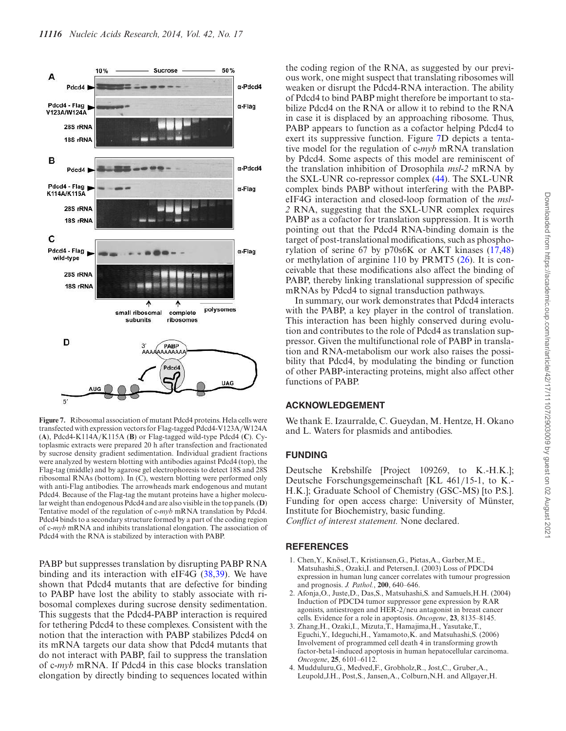**Figure 7.** Ribosomal association of mutant Pdcd4 proteins. Hela cells were transfected with expression vectors for Flag-tagged Pdcd4-V123A/W124A (**A**), Pdcd4-K114A/K115A (**B**) or Flag-tagged wild-type Pdcd4 (**C**). Cytoplasmic extracts were prepared 20 h after transfection and fractionated by sucrose density gradient sedimentation. Individual gradient fractions were analyzed by western blotting with antibodies against Pdcd4 (top), the Flag-tag (middle) and by agarose gel electrophoresis to detect 18S and 28S ribosomal RNAs (bottom). In (C), western blotting were performed only with anti-Flag antibodies. The arrowheads mark endogenous and mutant Pdcd4. Because of the Flag-tag the mutant proteins have a higher molecular weight than endogenous Pdcd4 and are also visible in the top panels. (**D**) Tentative model of the regulation of c-*myb* mRNA translation by Pdcd4. Pdcd4 binds to a secondary structure formed by a part of the coding region of c-*myb* mRNA and inhibits translational elongation. The association of Pdcd4 with the RNA is stabilized by interaction with PABP.

PABP but suppresses translation by disrupting PABP RNA binding and its interaction with eIF4G (38,39). We have shown that Pdcd4 mutants that are defective for binding to PABP have lost the ability to stably associate with ribosomal complexes during sucrose density sedimentation. This suggests that the Pdcd4-PABP interaction is required for tethering Pdcd4 to these complexes. Consistent with the notion that the interaction with PABP stabilizes Pdcd4 on its mRNA targets our data show that Pdcd4 mutants that do not interact with PABP, fail to suppress the translation of c-*myb* mRNA. If Pdcd4 in this case blocks translation elongation by directly binding to sequences located within the coding region of the RNA, as suggested by our previous work, one might suspect that translating ribosomes will weaken or disrupt the Pdcd4-RNA interaction. The ability of Pdcd4 to bind PABP might therefore be important to stabilize Pdcd4 on the RNA or allow it to rebind to the RNA in case it is displaced by an approaching ribosome. Thus, PABP appears to function as a cofactor helping Pdcd4 to exert its suppressive function. Figure 7D depicts a tentative model for the regulation of c-*myb* mRNA translation by Pdcd4. Some aspects of this model are reminiscent of the translation inhibition of Drosophila *msl-2* mRNA by the SXL-UNR co-repressor complex (44). The SXL-UNR complex binds PABP without interfering with the PABP-eIF4G interaction and closed-loop formation of the *msl-2* RNA, suggesting that the SXL-UNR complex requires PABP as a cofactor for translation suppression. It is worth pointing out that the Pdcd4 RNA-binding domain is the target of post-translational modifications, such as phosphorylation of serine 67 by p70s6K or AKT kinases (17,48) or methylation of arginine 110 by PRMT5 (26). It is conceivable that these modifications also affect the binding of PABP, thereby linking translational suppression of specific mRNAs by Pdcd4 to signal transduction pathways.

In summary, our work demonstrates that Pdcd4 interacts with the PABP, a key player in the control of translation. This interaction has been highly conserved during evolution and contributes to the role of Pdcd4 as translation suppressor. Given the multifunctional role of PABP in translation and RNA-metabolism our work also raises the possibility that Pdcd4, by modulating the binding or function of other PABP-interacting proteins, might also affect other functions of PABP.

## ACKNOWLEDGEMENT

We thank E. Izaurralde, C. Gueydan, M. Hentze, H. Okano and L. Waters for plasmids and antibodies.

## FUNDING

Deutsche Krebshilfe [Project 109269, to K.-H.K.]; Deutsche Forschungsgemeinschaft [KL 461/15-1, to K.-H.K.]; Graduate School of Chemistry (GSC-MS) [to P.S.]. Funding for open access charge: University of Münster, Institute for Biochemistry, basic funding.
*Conflict of interest statement.* None declared.

## REFERENCES

1. Chen,Y., Knösel,T., Kristiansen,G., Pietas,A., Garber,M.E., Matsuhashi,S., Ozaki,I. and Petersen,I. (2003) Loss of PDCD4 expression in human lung cancer correlates with tumour progression and prognosis. *J. Pathol.*, **200**, 640–646.
2. Afonja,O., Juste,D., Das,S., Matsuhashi,S. and Samuels,H.H. (2004) Induction of PDCD4 tumor suppressor gene expression by RAR agonists, antiestrogen and HER-2/neu antagonist in breast cancer cells. Evidence for a role in apoptosis. *Oncogene*, **23**, 8135–8145.
3. Zhang,H., Ozaki,I., Mizuta,T., Hamajima,H., Yasutake,T., Eguchi,Y., Ideguchi,H., Yamamoto,K. and Matsuhashi,S. (2006) Involvement of programmed cell death 4 in transforming growth factor-beta1-induced apoptosis in human hepatocellular carcinoma. *Oncogene*, **25**, 6101–6112.
4. Mudduluru,G., Medved,F., Grobholz,R., Jost,C., Gruber,A., Leupold,J.H., Post,S., Jansen,A., Colburn,N.H. and Allgayer,H.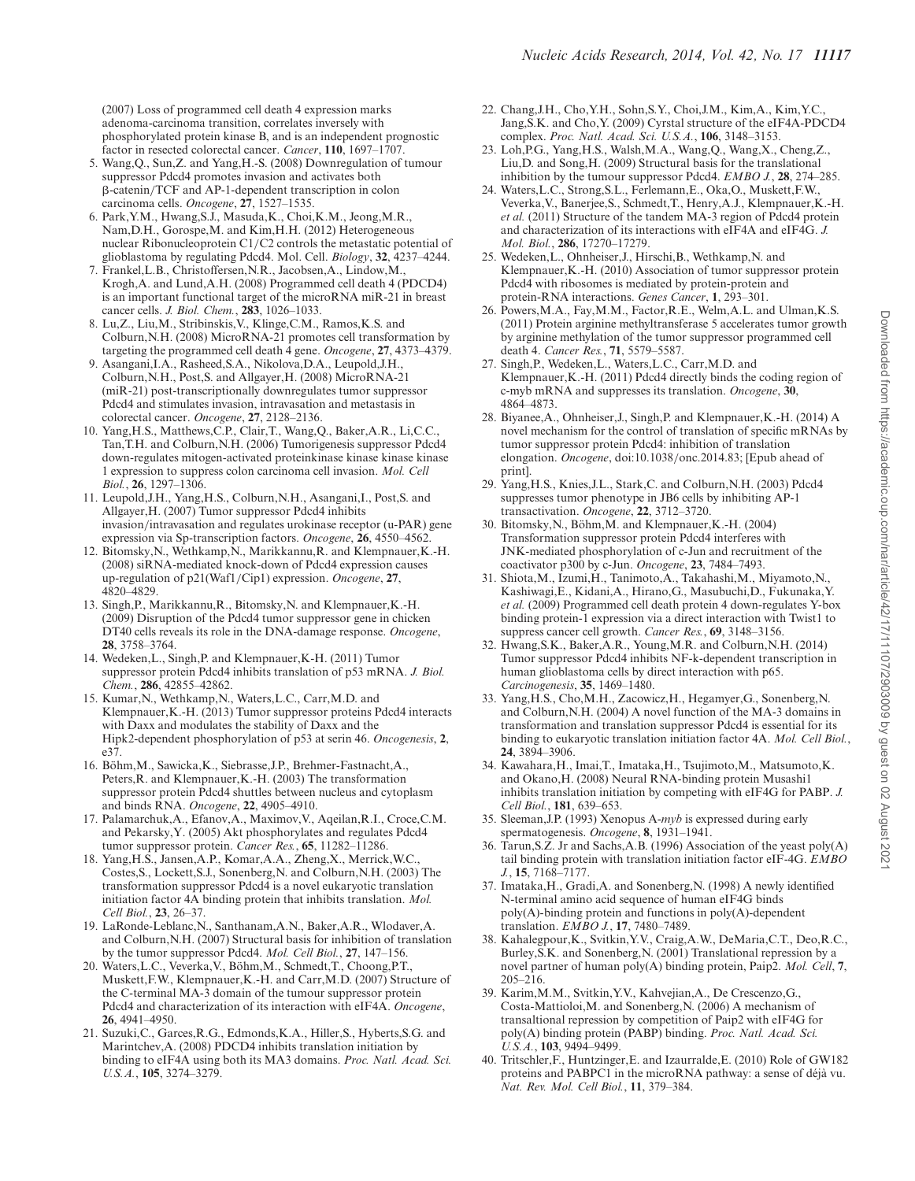(2007) Loss of programmed cell death 4 expression marks adenoma-carcinoma transition, correlates inversely with phosphorylated protein kinase B, and is an independent prognostic factor in resected colorectal cancer. *Cancer*, **110**, 1697–1707.

5. Wang,Q., Sun,Z. and Yang,H.-S. (2008) Downregulation of tumour suppressor Pdcd4 promotes invasion and activates both β-catenin/TCF and AP-1-dependent transcription in colon carcinoma cells. *Oncogene*, **27**, 1527–1535.
6. Park,Y.M., Hwang,S.J., Masuda,K., Choi,K.M., Jeong,M.R., Nam,D.H., Gorospe,M. and Kim,H.H. (2012) Heterogeneous nuclear Ribonucleoprotein C1/C2 controls the metastatic potential of glioblastoma by regulating Pdcd4. Mol. Cell. *Biology*, **32**, 4237–4244.
7. Frankel,L.B., Christoffersen,N.R., Jacobsen,A., Lindow,M., Krogh,A. and Lund,A.H. (2008) Programmed cell death 4 (PDCD4) is an important functional target of the microRNA miR-21 in breast cancer cells. *J. Biol. Chem.*, **283**, 1026–1033.
8. Lu,Z., Liu,M., Stribinskis,V., Klinge,C.M., Ramos,K.S. and Colburn,N.H. (2008) MicroRNA-21 promotes cell transformation by targeting the programmed cell death 4 gene. *Oncogene*, **27**, 4373–4379.
9. Asangani,I.A., Rasheed,S.A., Nikolova,D.A., Leupold,J.H., Colburn,N.H., Post,S. and Allgayer,H. (2008) MicroRNA-21 (miR-21) post-transcriptionally downregulates tumor suppressor Pdcd4 and stimulates invasion, intravasation and metastasis in colorectal cancer. *Oncogene*, **27**, 2128–2136.
10. Yang,H.S., Matthews,C.P., Clair,T., Wang,Q., Baker,A.R., Li,C.C., Tan,T.H. and Colburn,N.H. (2006) Tumorigenesis suppressor Pdcd4 down-regulates mitogen-activated proteinkinase kinase kinase kinase 1 expression to suppress colon carcinoma cell invasion. *Mol. Cell Biol.*, **26**, 1297–1306.
11. Leupold,J.H., Yang,H.S., Colburn,N.H., Asangani,I., Post,S. and Allgayer,H. (2007) Tumor suppressor Pdcd4 inhibits invasion/intravasation and regulates urokinase receptor (u-PAR) gene expression via Sp-transcription factors. *Oncogene*, **26**, 4550–4562.
12. Bitomsky,N., Wethkamp,N., Marikkannu,R. and Klempnauer,K.-H. (2008) siRNA-mediated knock-down of Pdcd4 expression causes up-regulation of p21(Waf1/Cip1) expression. *Oncogene*, **27**, 4820–4829.
13. Singh,P., Marikkannu,R., Bitomsky,N. and Klempnauer,K.-H. (2009) Disruption of the Pdcd4 tumor suppressor gene in chicken DT40 cells reveals its role in the DNA-damage response. *Oncogene*, **28**, 3758–3764.
14. Wedeken,L., Singh,P. and Klempnauer,K-H. (2011) Tumor suppressor protein Pdcd4 inhibits translation of p53 mRNA. *J. Biol. Chem.*, **286**, 42855–42862.
15. Kumar,N., Wethkamp,N., Waters,L.C., Carr,M.D. and Klempnauer,K.-H. (2013) Tumor suppressor proteins Pdcd4 interacts with Daxx and modulates the stability of Daxx and the Hipk2-dependent phosphorylation of p53 at serin 46. *Oncogenesis*, **2**, e37.
16. Böhm,M., Sawicka,K., Siebrasse,J.P., Brehmer-Fastnacht,A., Peters,R. and Klempnauer,K.-H. (2003) The transformation suppressor protein Pdcd4 shuttles between nucleus and cytoplasm and binds RNA. *Oncogene*, **22**, 4905–4910.
17. Palamarchuk,A., Efanov,A., Maximov,V., Aqeilan,R.I., Croce,C.M. and Pekarsky,Y. (2005) Akt phosphorylates and regulates Pdcd4 tumor suppressor protein. *Cancer Res.*, **65**, 11282–11286.
18. Yang,H.S., Jansen,A.P., Komar,A.A., Zheng,X., Merrick,W.C., Costes,S., Lockett,S.J., Sonenberg,N. and Colburn,N.H. (2003) The transformation suppressor Pdcd4 is a novel eukaryotic translation initiation factor 4A binding protein that inhibits translation. *Mol. Cell Biol.*, **23**, 26–37.
19. LaRonde-Leblanc,N., Santhanam,A.N., Baker,A.R., Wlodaver,A. and Colburn,N.H. (2007) Structural basis for inhibition of translation by the tumor suppressor Pdcd4. *Mol. Cell Biol.*, **27**, 147–156.
20. Waters,L.C., Veverka,V., Böhm,M., Schmedt,T., Choong,P.T., Muskett,F.W., Klempnauer,K.-H. and Carr,M.D. (2007) Structure of the C-terminal MA-3 domain of the tumour suppressor protein Pdcd4 and characterization of its interaction with eIF4A. *Oncogene*, **26**, 4941–4950.
21. Suzuki,C., Garces,R.G., Edmonds,K.A., Hiller,S., Hyberts,S.G. and Marintchev,A. (2008) PDCD4 inhibits translation initiation by binding to eIF4A using both its MA3 domains. *Proc. Natl. Acad. Sci. U.S.A.*, **105**, 3274–3279.
22. Chang,J.H., Cho,Y.H., Sohn,S.Y., Choi,J.M., Kim,A., Kim,Y.C., Jang,S.K. and Cho,Y. (2009) Cyrstal structure of the eIF4A-PDCD4 complex. *Proc. Natl. Acad. Sci. U.S.A.*, **106**, 3148–3153.
23. Loh,P.G., Yang,H.S., Walsh,M.A., Wang,Q., Wang,X., Cheng,Z., Liu,D. and Song,H. (2009) Structural basis for the translational inhibition by the tumour suppressor Pdcd4. *EMBO J.*, **28**, 274–285.
24. Waters,L.C., Strong,S.L., Ferlemann,E., Oka,O., Muskett,F.W., Veverka,V., Banerjee,S., Schmedt,T., Henry,A.J., Klempnauer,K.-H. *et al.* (2011) Structure of the tandem MA-3 region of Pdcd4 protein and characterization of its interactions with eIF4A and eIF4G. *J. Mol. Biol.*, **286**, 17270–17279.
25. Wedeken,L., Ohnheiser,J., Hirschi,B., Wethkamp,N. and Klempnauer,K.-H. (2010) Association of tumor suppressor protein Pdcd4 with ribosomes is mediated by protein-protein and protein-RNA interactions. *Genes Cancer*, **1**, 293–301.
26. Powers,M.A., Fay,M.M., Factor,R.E., Welm,A.L. and Ulman,K.S. (2011) Protein arginine methyltransferase 5 accelerates tumor growth by arginine methylation of the tumor suppressor programmed cell death 4. *Cancer Res.*, **71**, 5579–5587.
27. Singh,P., Wedeken,L., Waters,L.C., Carr,M.D. and Klempnauer,K.-H. (2011) Pdcd4 directly binds the coding region of c-myb mRNA and suppresses its translation. *Oncogene*, **30**, 4864–4873.
28. Biyanee,A., Ohnheiser,J., Singh,P. and Klempnauer,K.-H. (2014) A novel mechanism for the control of translation of specific mRNAs by tumor suppressor protein Pdcd4: inhibition of translation elongation. *Oncogene*, doi:10.1038/onc.2014.83; [Epub ahead of print].
29. Yang,H.S., Knies,J.L., Stark,C. and Colburn,N.H. (2003) Pdcd4 suppresses tumor phenotype in JB6 cells by inhibiting AP-1 transactivation. *Oncogene*, **22**, 3712–3720.
30. Bitomsky,N., Böhm,M. and Klempnauer,K.-H. (2004) Transformation suppressor protein Pdcd4 interferes with JNK-mediated phosphorylation of c-Jun and recruitment of the coactivator p300 by c-Jun. *Oncogene*, **23**, 7484–7493.
31. Shiota,M., Izumi,H., Tanimoto,A., Takahashi,M., Miyamoto,N., Kashiwagi,E., Kidani,A., Hirano,G., Masubuchi,D., Fukunaka,Y. *et al.* (2009) Programmed cell death protein 4 down-regulates Y-box binding protein-1 expression via a direct interaction with Twist1 to suppress cancer cell growth. *Cancer Res.*, **69**, 3148–3156.
32. Hwang,S.K., Baker,A.R., Young,M.R. and Colburn,N.H. (2014) Tumor suppressor Pdcd4 inhibits NF-k-dependent transcription in human glioblastoma cells by direct interaction with p65. *Carcinogenesis*, **35**, 1469–1480.
33. Yang,H.S., Cho,M.H., Zacowicz,H., Hegamyer,G., Sonenberg,N. and Colburn,N.H. (2004) A novel function of the MA-3 domains in transformation and translation suppressor Pdcd4 is essential for its binding to eukaryotic translation initiation factor 4A. *Mol. Cell Biol.*, **24**, 3894–3906.
34. Kawahara,H., Imai,T., Imataka,H., Tsujimoto,M., Matsumoto,K. and Okano,H. (2008) Neural RNA-binding protein Musashi1 inhibits translation initiation by competing with eIF4G for PABP. *J. Cell Biol.*, **181**, 639–653.
35. Sleeman,J.P. (1993) Xenopus A-*myb* is expressed during early spermatogenesis. *Oncogene*, **8**, 1931–1941.
36. Tarun,S.Z. Jr and Sachs,A.B. (1996) Association of the yeast poly(A) tail binding protein with translation initiation factor eIF-4G. *EMBO J.*, **15**, 7168–7177.
37. Imataka,H., Gradi,A. and Sonenberg,N. (1998) A newly identified N-terminal amino acid sequence of human eIF4G binds poly(A)-binding protein and functions in poly(A)-dependent translation. *EMBO J.*, **17**, 7480–7489.
38. Kahalegpour,K., Svitkin,Y.V., Craig,A.W., DeMaria,C.T., Deo,R.C., Burley,S.K. and Sonenberg,N. (2001) Translational repression by a novel partner of human poly(A) binding protein, Paip2. *Mol. Cell*, **7**, 205–216.
39. Karim,M.M., Svitkin,Y.V., Kahvejian,A., De Crescenzo,G., Costa-Mattioloi,M. and Sonenberg,N. (2006) A mechanism of transaltional repression by competition of Paip2 with eIF4G for poly(A) binding protein (PABP) binding. *Proc. Natl. Acad. Sci. U.S.A.*, **103**, 9494–9499.
40. Tritschler,F., Huntzinger,E. and Izaurralde,E. (2010) Role of GW182 proteins and PABPC1 in the microRNA pathway: a sense of déjà vu. *Nat. Rev. Mol. Cell Biol.*, **11**, 379–384.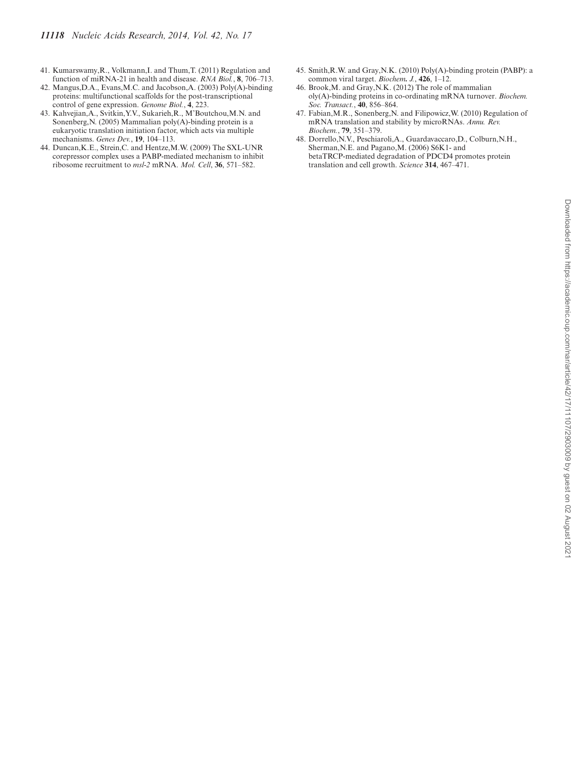41. Kumarswamy,R., Volkmann,I. and Thum,T. (2011) Regulation and function of miRNA-21 in health and disease. *RNA Biol.*, **8**, 706–713.
42. Mangus,D.A., Evans,M.C. and Jacobson,A. (2003) Poly(A)-binding proteins: multifunctional scaffolds for the post-transcriptional control of gene expression. *Genome Biol.*, **4**, 223.
43. Kahvejian,A., Svitkin,Y.V., Sukarieh,R., M'Boutchou,M.N. and Sonenberg,N. (2005) Mammalian poly(A)-binding protein is a eukaryotic translation initiation factor, which acts via multiple mechanisms. *Genes Dev.*, **19**, 104–113.
44. Duncan,K.E., Strein,C. and Hentze,M.W. (2009) The SXL-UNR corepressor complex uses a PABP-mediated mechanism to inhibit ribosome recruitment to *msl-2* mRNA. *Mol. Cell*, **36**, 571–582.
45. Smith,R.W. and Gray,N.K. (2010) Poly(A)-binding protein (PABP): a common viral target. *Biochem. J.*, **426**, 1–12.
46. Brook,M. and Gray,N.K. (2012) The role of mammalian oly(A)-binding proteins in co-ordinating mRNA turnover. *Biochem. Soc. Transact.*, **40**, 856–864.
47. Fabian,M.R., Sonenberg,N. and Filipowicz,W. (2010) Regulation of mRNA translation and stability by microRNAs. *Annu. Rev. Biochem.*, **79**, 351–379.
48. Dorrello,N.V., Peschiaroli,A., Guardavaccaro,D., Colburn,N.H., Sherman,N.E. and Pagano,M. (2006) S6K1- and betaTRCP-mediated degradation of PDCD4 promotes protein translation and cell growth. *Science* **314**, 467–471.